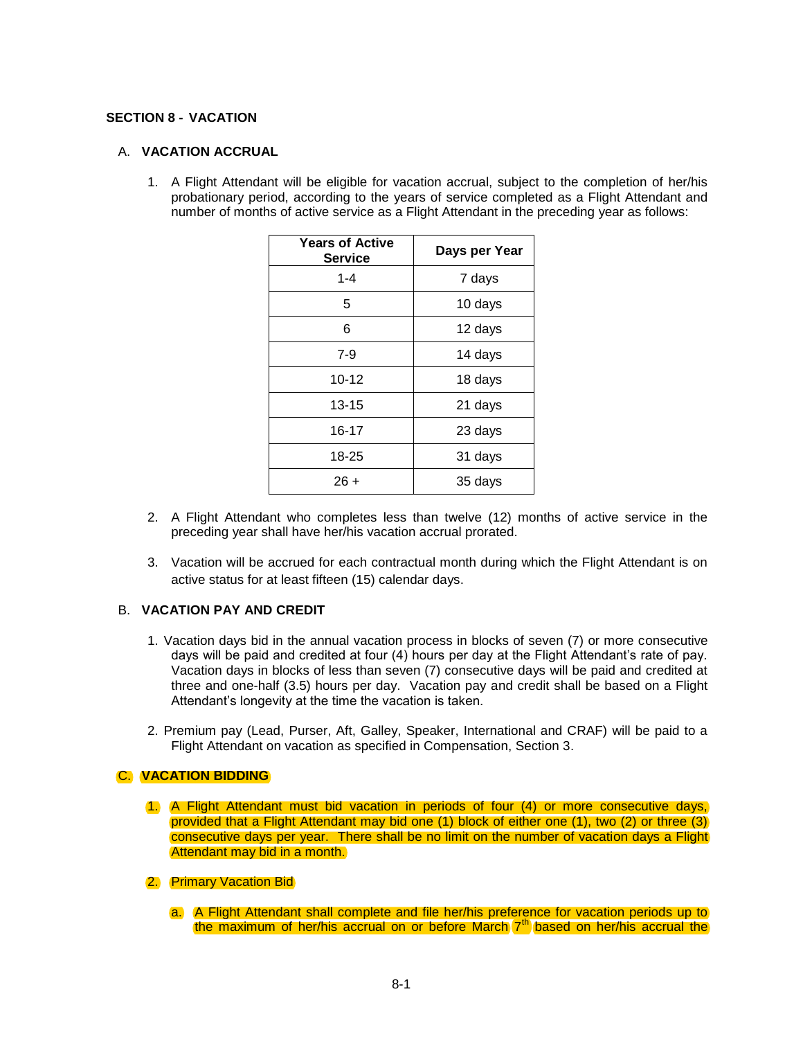# SECTION 8 - VACATION

## A. VACATION ACCRUAL

1. A Flight Attendant will be eligible for vacation accrual, subject to the completion of her/his probationary period, according to the years of service completed as a Flight Attendant and number of months of active service as a Flight Attendant in the preceding year as follows:

| Years of Active Service | Days per Year |
|---|---|
| 1-4 | 7 days |
| 5 | 10 days |
| 6 | 12 days |
| 7-9 | 14 days |
| 10-12 | 18 days |
| 13-15 | 21 days |
| 16-17 | 23 days |
| 18-25 | 31 days |
| 26 + | 35 days |

2. A Flight Attendant who completes less than twelve (12) months of active service in the preceding year shall have her/his vacation accrual prorated.

3. Vacation will be accrued for each contractual month during which the Flight Attendant is on active status for at least fifteen (15) calendar days.

## B. VACATION PAY AND CREDIT

1. Vacation days bid in the annual vacation process in blocks of seven (7) or more consecutive days will be paid and credited at four (4) hours per day at the Flight Attendant's rate of pay. Vacation days in blocks of less than seven (7) consecutive days will be paid and credited at three and one-half (3.5) hours per day. Vacation pay and credit shall be based on a Flight Attendant's longevity at the time the vacation is taken.

2. Premium pay (Lead, Purser, Aft, Galley, Speaker, International and CRAF) will be paid to a Flight Attendant on vacation as specified in Compensation, Section 3.

## C. VACATION BIDDING

1. A Flight Attendant must bid vacation in periods of four (4) or more consecutive days, provided that a Flight Attendant may bid one (1) block of either one (1), two (2) or three (3) consecutive days per year. There shall be no limit on the number of vacation days a Flight Attendant may bid in a month.

2. Primary Vacation Bid

   a. A Flight Attendant shall complete and file her/his preference for vacation periods up to the maximum of her/his accrual on or before March 7th based on her/his accrual the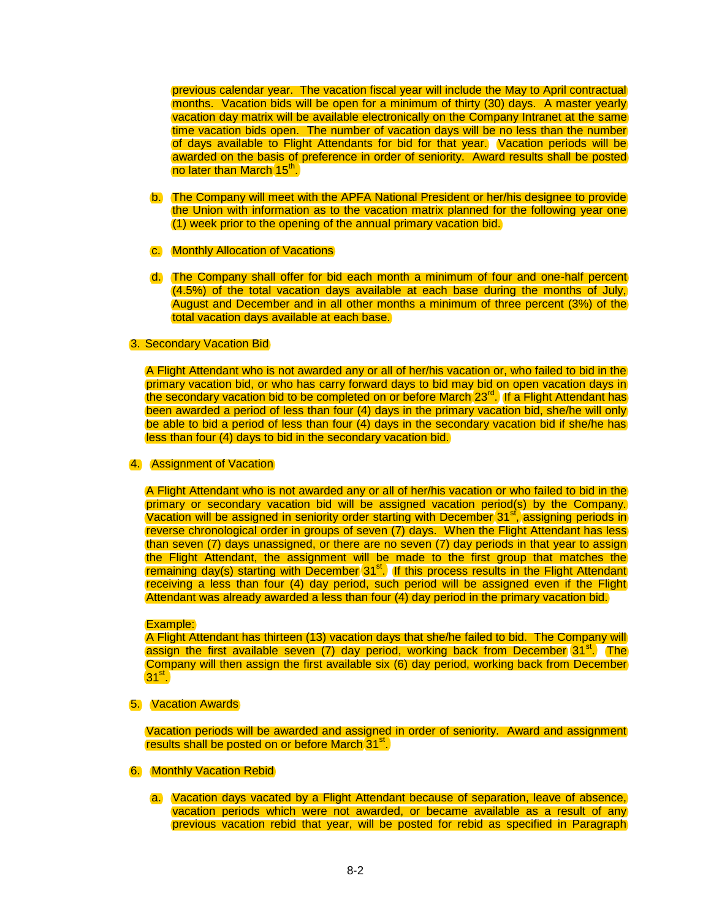previous calendar year. The vacation fiscal year will include the May to April contractual months. Vacation bids will be open for a minimum of thirty (30) days. A master yearly vacation day matrix will be available electronically on the Company Intranet at the same time vacation bids open. The number of vacation days will be no less than the number of days available to Flight Attendants for bid for that year. Vacation periods will be awarded on the basis of preference in order of seniority. Award results shall be posted no later than March 15th.

b. The Company will meet with the APFA National President or her/his designee to provide the Union with information as to the vacation matrix planned for the following year one (1) week prior to the opening of the annual primary vacation bid.

c. Monthly Allocation of Vacations

d. The Company shall offer for bid each month a minimum of four and one-half percent (4.5%) of the total vacation days available at each base during the months of July, August and December and in all other months a minimum of three percent (3%) of the total vacation days available at each base.

3. Secondary Vacation Bid

A Flight Attendant who is not awarded any or all of her/his vacation or, who failed to bid in the primary vacation bid, or who has carry forward days to bid may bid on open vacation days in the secondary vacation bid to be completed on or before March 23rd. If a Flight Attendant has been awarded a period of less than four (4) days in the primary vacation bid, she/he will only be able to bid a period of less than four (4) days in the secondary vacation bid if she/he has less than four (4) days to bid in the secondary vacation bid.

4. Assignment of Vacation

A Flight Attendant who is not awarded any or all of her/his vacation or who failed to bid in the primary or secondary vacation bid will be assigned vacation period(s) by the Company. Vacation will be assigned in seniority order starting with December 31st, assigning periods in reverse chronological order in groups of seven (7) days. When the Flight Attendant has less than seven (7) days unassigned, or there are no seven (7) day periods in that year to assign the Flight Attendant, the assignment will be made to the first group that matches the remaining day(s) starting with December 31st. If this process results in the Flight Attendant receiving a less than four (4) day period, such period will be assigned even if the Flight Attendant was already awarded a less than four (4) day period in the primary vacation bid.

Example:
A Flight Attendant has thirteen (13) vacation days that she/he failed to bid. The Company will assign the first available seven (7) day period, working back from December 31st. The Company will then assign the first available six (6) day period, working back from December 31st.

5. Vacation Awards

Vacation periods will be awarded and assigned in order of seniority. Award and assignment results shall be posted on or before March 31st.

6. Monthly Vacation Rebid

a. Vacation days vacated by a Flight Attendant because of separation, leave of absence, vacation periods which were not awarded, or became available as a result of any previous vacation rebid that year, will be posted for rebid as specified in Paragraph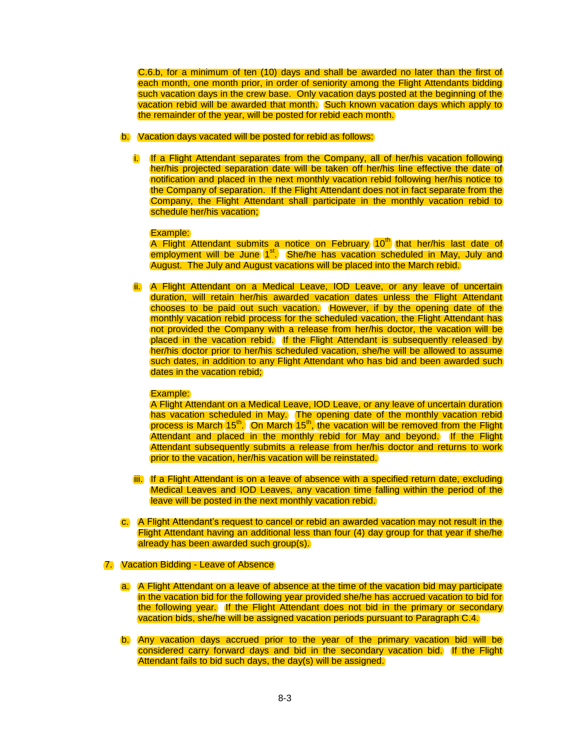C.6.b, for a minimum of ten (10) days and shall be awarded no later than the first of each month, one month prior, in order of seniority among the Flight Attendants bidding such vacation days in the crew base. Only vacation days posted at the beginning of the vacation rebid will be awarded that month. Such known vacation days which apply to the remainder of the year, will be posted for rebid each month.

b. Vacation days vacated will be posted for rebid as follows:

   i. If a Flight Attendant separates from the Company, all of her/his vacation following her/his projected separation date will be taken off her/his line effective the date of notification and placed in the next monthly vacation rebid following her/his notice to the Company of separation. If the Flight Attendant does not in fact separate from the Company, the Flight Attendant shall participate in the monthly vacation rebid to schedule her/his vacation;

   Example:
   A Flight Attendant submits a notice on February 10th that her/his last date of employment will be June 1st. She/he has vacation scheduled in May, July and August. The July and August vacations will be placed into the March rebid.

   ii. A Flight Attendant on a Medical Leave, IOD Leave, or any leave of uncertain duration, will retain her/his awarded vacation dates unless the Flight Attendant chooses to be paid out such vacation. However, if by the opening date of the monthly vacation rebid process for the scheduled vacation, the Flight Attendant has not provided the Company with a release from her/his doctor, the vacation will be placed in the vacation rebid. If the Flight Attendant is subsequently released by her/his doctor prior to her/his scheduled vacation, she/he will be allowed to assume such dates, in addition to any Flight Attendant who has bid and been awarded such dates in the vacation rebid;

   Example:
   A Flight Attendant on a Medical Leave, IOD Leave, or any leave of uncertain duration has vacation scheduled in May. The opening date of the monthly vacation rebid process is March 15th. On March 15th, the vacation will be removed from the Flight Attendant and placed in the monthly rebid for May and beyond. If the Flight Attendant subsequently submits a release from her/his doctor and returns to work prior to the vacation, her/his vacation will be reinstated.

   iii. If a Flight Attendant is on a leave of absence with a specified return date, excluding Medical Leaves and IOD Leaves, any vacation time falling within the period of the leave will be posted in the next monthly vacation rebid.

c. A Flight Attendant's request to cancel or rebid an awarded vacation may not result in the Flight Attendant having an additional less than four (4) day group for that year if she/he already has been awarded such group(s).

7. Vacation Bidding - Leave of Absence

   a. A Flight Attendant on a leave of absence at the time of the vacation bid may participate in the vacation bid for the following year provided she/he has accrued vacation to bid for the following year. If the Flight Attendant does not bid in the primary or secondary vacation bids, she/he will be assigned vacation periods pursuant to Paragraph C.4.

   b. Any vacation days accrued prior to the year of the primary vacation bid will be considered carry forward days and bid in the secondary vacation bid. If the Flight Attendant fails to bid such days, the day(s) will be assigned.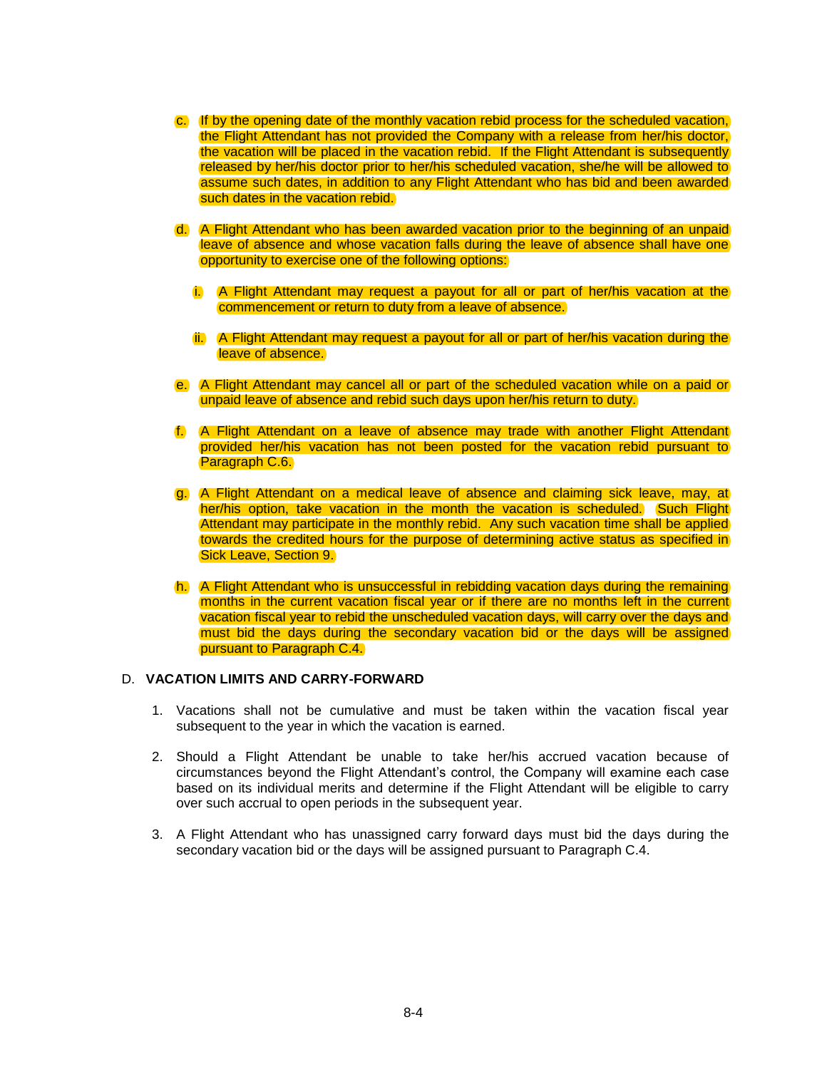c. If by the opening date of the monthly vacation rebid process for the scheduled vacation, the Flight Attendant has not provided the Company with a release from her/his doctor, the vacation will be placed in the vacation rebid. If the Flight Attendant is subsequently released by her/his doctor prior to her/his scheduled vacation, she/he will be allowed to assume such dates, in addition to any Flight Attendant who has bid and been awarded such dates in the vacation rebid.

d. A Flight Attendant who has been awarded vacation prior to the beginning of an unpaid leave of absence and whose vacation falls during the leave of absence shall have one opportunity to exercise one of the following options:

   i. A Flight Attendant may request a payout for all or part of her/his vacation at the commencement or return to duty from a leave of absence.

   ii. A Flight Attendant may request a payout for all or part of her/his vacation during the leave of absence.

e. A Flight Attendant may cancel all or part of the scheduled vacation while on a paid or unpaid leave of absence and rebid such days upon her/his return to duty.

f. A Flight Attendant on a leave of absence may trade with another Flight Attendant provided her/his vacation has not been posted for the vacation rebid pursuant to Paragraph C.6.

g. A Flight Attendant on a medical leave of absence and claiming sick leave, may, at her/his option, take vacation in the month the vacation is scheduled. Such Flight Attendant may participate in the monthly rebid. Any such vacation time shall be applied towards the credited hours for the purpose of determining active status as specified in Sick Leave, Section 9.

h. A Flight Attendant who is unsuccessful in rebidding vacation days during the remaining months in the current vacation fiscal year or if there are no months left in the current vacation fiscal year to rebid the unscheduled vacation days, will carry over the days and must bid the days during the secondary vacation bid or the days will be assigned pursuant to Paragraph C.4.

## D. VACATION LIMITS AND CARRY-FORWARD

1. Vacations shall not be cumulative and must be taken within the vacation fiscal year subsequent to the year in which the vacation is earned.

2. Should a Flight Attendant be unable to take her/his accrued vacation because of circumstances beyond the Flight Attendant's control, the Company will examine each case based on its individual merits and determine if the Flight Attendant will be eligible to carry over such accrual to open periods in the subsequent year.

3. A Flight Attendant who has unassigned carry forward days must bid the days during the secondary vacation bid or the days will be assigned pursuant to Paragraph C.4.